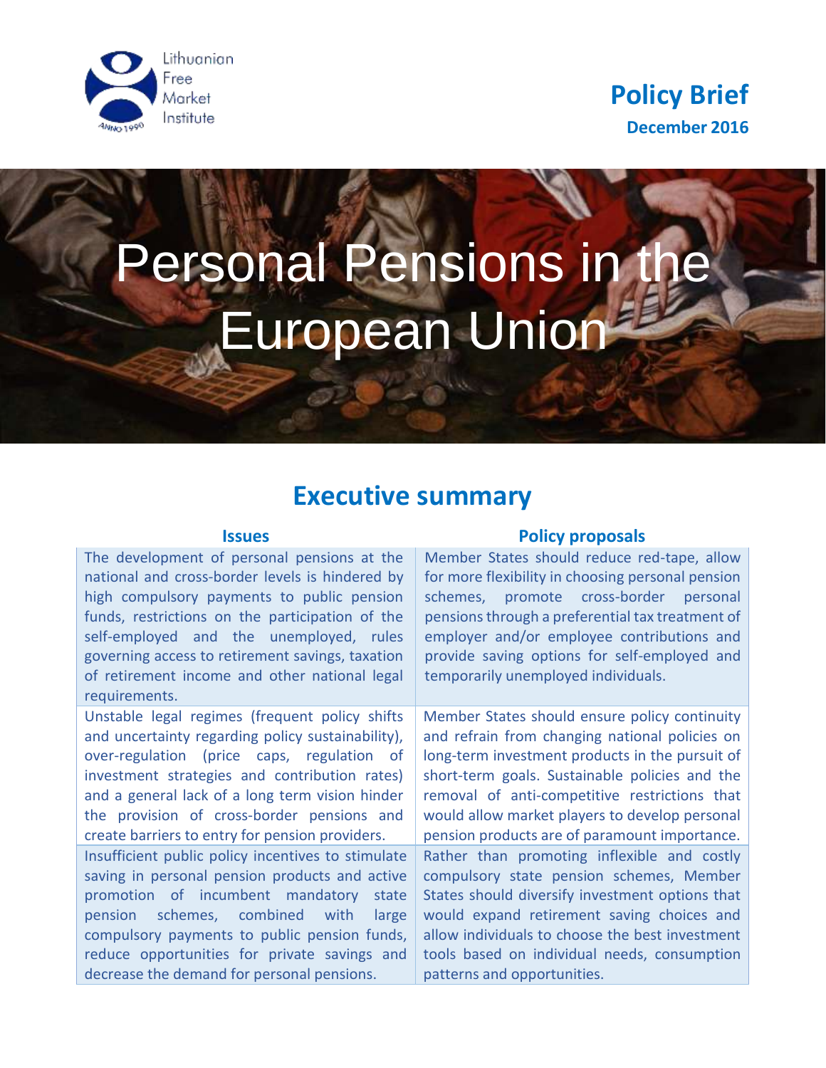Lithuanian Free Market Institute

**Policy Brief**
**December 2016**

# Personal Pensions in the European Union

## Executive summary

| Issues | Policy proposals |
|---|---|
| The development of personal pensions at the national and cross-border levels is hindered by high compulsory payments to public pension funds, restrictions on the participation of the self-employed and the unemployed, rules governing access to retirement savings, taxation of retirement income and other national legal requirements. | Member States should reduce red-tape, allow for more flexibility in choosing personal pension schemes, promote cross-border personal pensions through a preferential tax treatment of employer and/or employee contributions and provide saving options for self-employed and temporarily unemployed individuals. |
| Unstable legal regimes (frequent policy shifts and uncertainty regarding policy sustainability), over-regulation (price caps, regulation of investment strategies and contribution rates) and a general lack of a long term vision hinder the provision of cross-border pensions and create barriers to entry for pension providers. | Member States should ensure policy continuity and refrain from changing national policies on long-term investment products in the pursuit of short-term goals. Sustainable policies and the removal of anti-competitive restrictions that would allow market players to develop personal pension products are of paramount importance. |
| Insufficient public policy incentives to stimulate saving in personal pension products and active promotion of incumbent mandatory state pension schemes, combined with large compulsory payments to public pension funds, reduce opportunities for private savings and decrease the demand for personal pensions. | Rather than promoting inflexible and costly compulsory state pension schemes, Member States should diversify investment options that would expand retirement saving choices and allow individuals to choose the best investment tools based on individual needs, consumption patterns and opportunities. |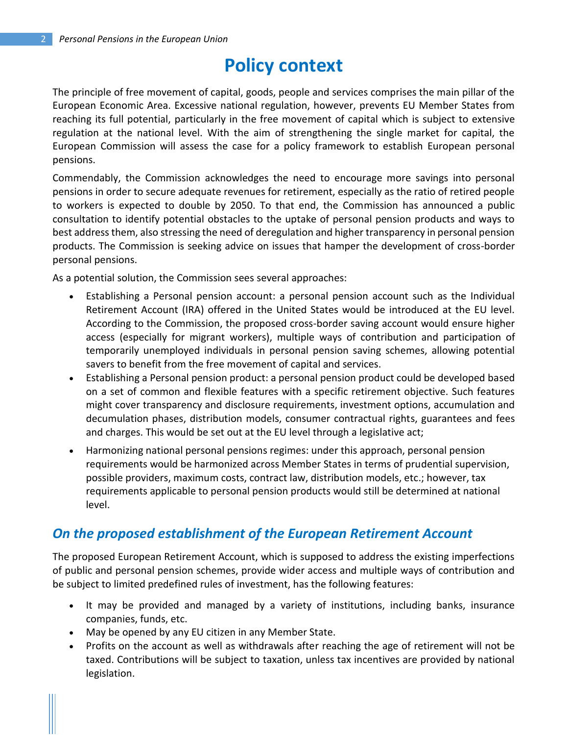# Policy context

The principle of free movement of capital, goods, people and services comprises the main pillar of the European Economic Area. Excessive national regulation, however, prevents EU Member States from reaching its full potential, particularly in the free movement of capital which is subject to extensive regulation at the national level. With the aim of strengthening the single market for capital, the European Commission will assess the case for a policy framework to establish European personal pensions.

Commendably, the Commission acknowledges the need to encourage more savings into personal pensions in order to secure adequate revenues for retirement, especially as the ratio of retired people to workers is expected to double by 2050. To that end, the Commission has announced a public consultation to identify potential obstacles to the uptake of personal pension products and ways to best address them, also stressing the need of deregulation and higher transparency in personal pension products. The Commission is seeking advice on issues that hamper the development of cross-border personal pensions.

As a potential solution, the Commission sees several approaches:

- Establishing a Personal pension account: a personal pension account such as the Individual Retirement Account (IRA) offered in the United States would be introduced at the EU level. According to the Commission, the proposed cross-border saving account would ensure higher access (especially for migrant workers), multiple ways of contribution and participation of temporarily unemployed individuals in personal pension saving schemes, allowing potential savers to benefit from the free movement of capital and services.
- Establishing a Personal pension product: a personal pension product could be developed based on a set of common and flexible features with a specific retirement objective. Such features might cover transparency and disclosure requirements, investment options, accumulation and decumulation phases, distribution models, consumer contractual rights, guarantees and fees and charges. This would be set out at the EU level through a legislative act;
- Harmonizing national personal pensions regimes: under this approach, personal pension requirements would be harmonized across Member States in terms of prudential supervision, possible providers, maximum costs, contract law, distribution models, etc.; however, tax requirements applicable to personal pension products would still be determined at national level.

## *On the proposed establishment of the European Retirement Account*

The proposed European Retirement Account, which is supposed to address the existing imperfections of public and personal pension schemes, provide wider access and multiple ways of contribution and be subject to limited predefined rules of investment, has the following features:

- It may be provided and managed by a variety of institutions, including banks, insurance companies, funds, etc.
- May be opened by any EU citizen in any Member State.
- Profits on the account as well as withdrawals after reaching the age of retirement will not be taxed. Contributions will be subject to taxation, unless tax incentives are provided by national legislation.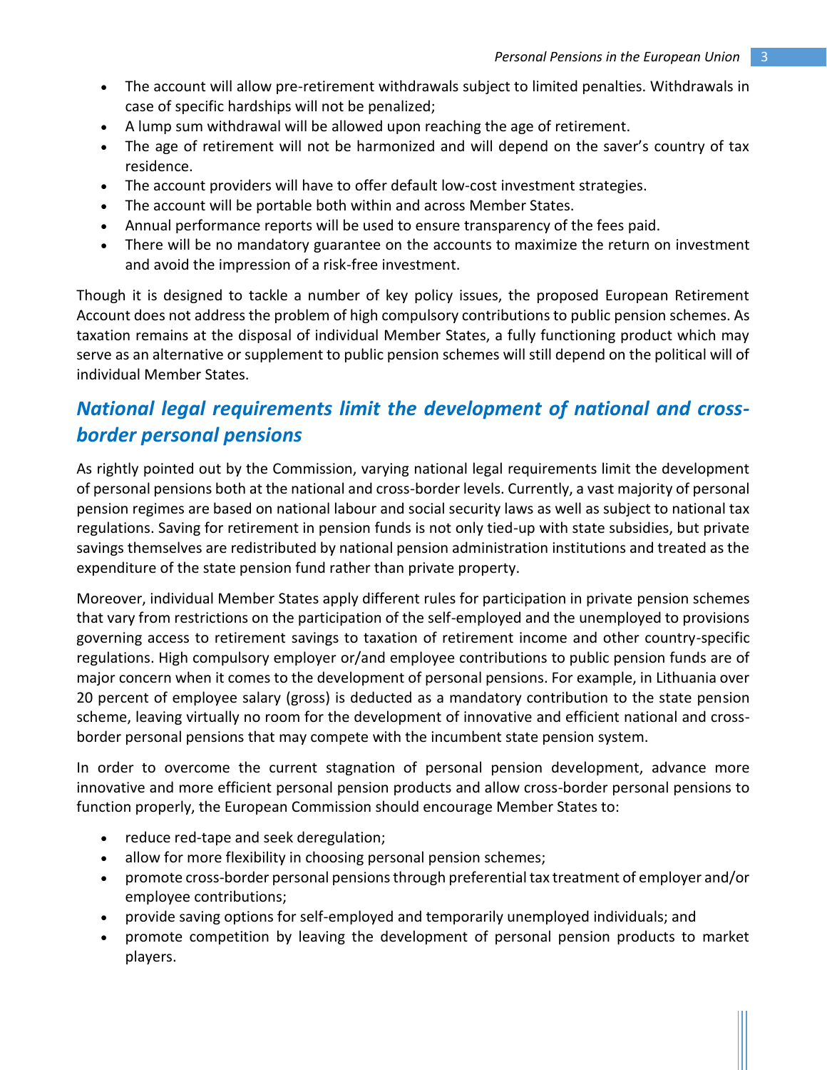- The account will allow pre-retirement withdrawals subject to limited penalties. Withdrawals in case of specific hardships will not be penalized;
- A lump sum withdrawal will be allowed upon reaching the age of retirement.
- The age of retirement will not be harmonized and will depend on the saver's country of tax residence.
- The account providers will have to offer default low-cost investment strategies.
- The account will be portable both within and across Member States.
- Annual performance reports will be used to ensure transparency of the fees paid.
- There will be no mandatory guarantee on the accounts to maximize the return on investment and avoid the impression of a risk-free investment.

Though it is designed to tackle a number of key policy issues, the proposed European Retirement Account does not address the problem of high compulsory contributions to public pension schemes. As taxation remains at the disposal of individual Member States, a fully functioning product which may serve as an alternative or supplement to public pension schemes will still depend on the political will of individual Member States.

## *National legal requirements limit the development of national and cross-border personal pensions*

As rightly pointed out by the Commission, varying national legal requirements limit the development of personal pensions both at the national and cross-border levels. Currently, a vast majority of personal pension regimes are based on national labour and social security laws as well as subject to national tax regulations. Saving for retirement in pension funds is not only tied-up with state subsidies, but private savings themselves are redistributed by national pension administration institutions and treated as the expenditure of the state pension fund rather than private property.

Moreover, individual Member States apply different rules for participation in private pension schemes that vary from restrictions on the participation of the self-employed and the unemployed to provisions governing access to retirement savings to taxation of retirement income and other country-specific regulations. High compulsory employer or/and employee contributions to public pension funds are of major concern when it comes to the development of personal pensions. For example, in Lithuania over 20 percent of employee salary (gross) is deducted as a mandatory contribution to the state pension scheme, leaving virtually no room for the development of innovative and efficient national and cross-border personal pensions that may compete with the incumbent state pension system.

In order to overcome the current stagnation of personal pension development, advance more innovative and more efficient personal pension products and allow cross-border personal pensions to function properly, the European Commission should encourage Member States to:

- reduce red-tape and seek deregulation;
- allow for more flexibility in choosing personal pension schemes;
- promote cross-border personal pensions through preferential tax treatment of employer and/or employee contributions;
- provide saving options for self-employed and temporarily unemployed individuals; and
- promote competition by leaving the development of personal pension products to market players.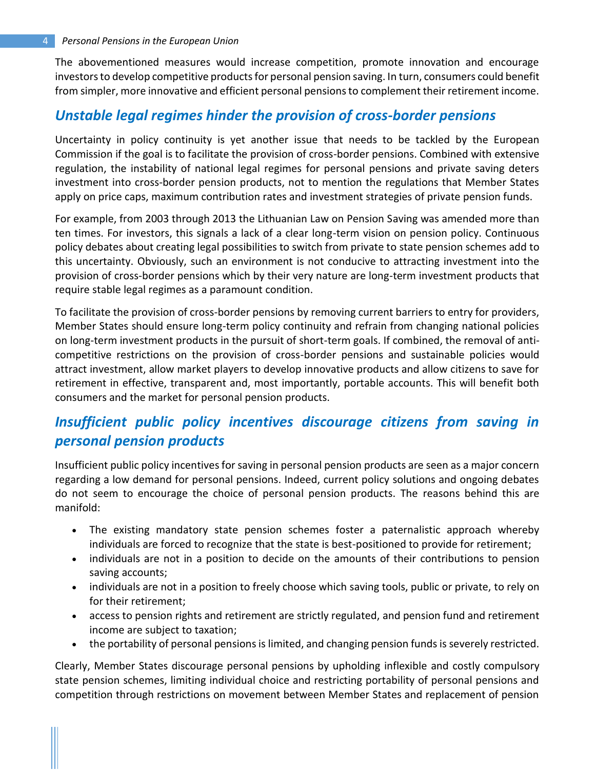The abovementioned measures would increase competition, promote innovation and encourage investors to develop competitive products for personal pension saving. In turn, consumers could benefit from simpler, more innovative and efficient personal pensions to complement their retirement income.

## *Unstable legal regimes hinder the provision of cross-border pensions*

Uncertainty in policy continuity is yet another issue that needs to be tackled by the European Commission if the goal is to facilitate the provision of cross-border pensions. Combined with extensive regulation, the instability of national legal regimes for personal pensions and private saving deters investment into cross-border pension products, not to mention the regulations that Member States apply on price caps, maximum contribution rates and investment strategies of private pension funds.

For example, from 2003 through 2013 the Lithuanian Law on Pension Saving was amended more than ten times. For investors, this signals a lack of a clear long-term vision on pension policy. Continuous policy debates about creating legal possibilities to switch from private to state pension schemes add to this uncertainty. Obviously, such an environment is not conducive to attracting investment into the provision of cross-border pensions which by their very nature are long-term investment products that require stable legal regimes as a paramount condition.

To facilitate the provision of cross-border pensions by removing current barriers to entry for providers, Member States should ensure long-term policy continuity and refrain from changing national policies on long-term investment products in the pursuit of short-term goals. If combined, the removal of anti-competitive restrictions on the provision of cross-border pensions and sustainable policies would attract investment, allow market players to develop innovative products and allow citizens to save for retirement in effective, transparent and, most importantly, portable accounts. This will benefit both consumers and the market for personal pension products.

## *Insufficient public policy incentives discourage citizens from saving in personal pension products*

Insufficient public policy incentives for saving in personal pension products are seen as a major concern regarding a low demand for personal pensions. Indeed, current policy solutions and ongoing debates do not seem to encourage the choice of personal pension products. The reasons behind this are manifold:

- The existing mandatory state pension schemes foster a paternalistic approach whereby individuals are forced to recognize that the state is best-positioned to provide for retirement;
- individuals are not in a position to decide on the amounts of their contributions to pension saving accounts;
- individuals are not in a position to freely choose which saving tools, public or private, to rely on for their retirement;
- access to pension rights and retirement are strictly regulated, and pension fund and retirement income are subject to taxation;
- the portability of personal pensions is limited, and changing pension funds is severely restricted.

Clearly, Member States discourage personal pensions by upholding inflexible and costly compulsory state pension schemes, limiting individual choice and restricting portability of personal pensions and competition through restrictions on movement between Member States and replacement of pension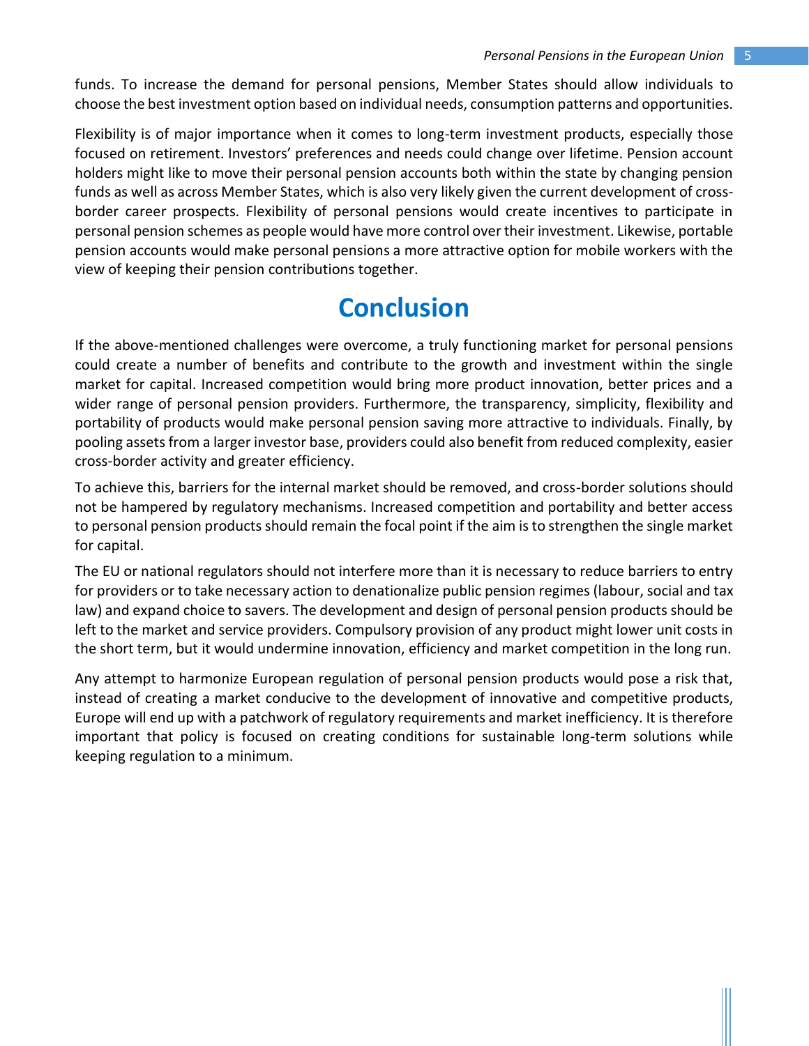funds. To increase the demand for personal pensions, Member States should allow individuals to choose the best investment option based on individual needs, consumption patterns and opportunities.

Flexibility is of major importance when it comes to long-term investment products, especially those focused on retirement. Investors' preferences and needs could change over lifetime. Pension account holders might like to move their personal pension accounts both within the state by changing pension funds as well as across Member States, which is also very likely given the current development of cross-border career prospects. Flexibility of personal pensions would create incentives to participate in personal pension schemes as people would have more control over their investment. Likewise, portable pension accounts would make personal pensions a more attractive option for mobile workers with the view of keeping their pension contributions together.

# Conclusion

If the above-mentioned challenges were overcome, a truly functioning market for personal pensions could create a number of benefits and contribute to the growth and investment within the single market for capital. Increased competition would bring more product innovation, better prices and a wider range of personal pension providers. Furthermore, the transparency, simplicity, flexibility and portability of products would make personal pension saving more attractive to individuals. Finally, by pooling assets from a larger investor base, providers could also benefit from reduced complexity, easier cross-border activity and greater efficiency.

To achieve this, barriers for the internal market should be removed, and cross-border solutions should not be hampered by regulatory mechanisms. Increased competition and portability and better access to personal pension products should remain the focal point if the aim is to strengthen the single market for capital.

The EU or national regulators should not interfere more than it is necessary to reduce barriers to entry for providers or to take necessary action to denationalize public pension regimes (labour, social and tax law) and expand choice to savers. The development and design of personal pension products should be left to the market and service providers. Compulsory provision of any product might lower unit costs in the short term, but it would undermine innovation, efficiency and market competition in the long run.

Any attempt to harmonize European regulation of personal pension products would pose a risk that, instead of creating a market conducive to the development of innovative and competitive products, Europe will end up with a patchwork of regulatory requirements and market inefficiency. It is therefore important that policy is focused on creating conditions for sustainable long-term solutions while keeping regulation to a minimum.